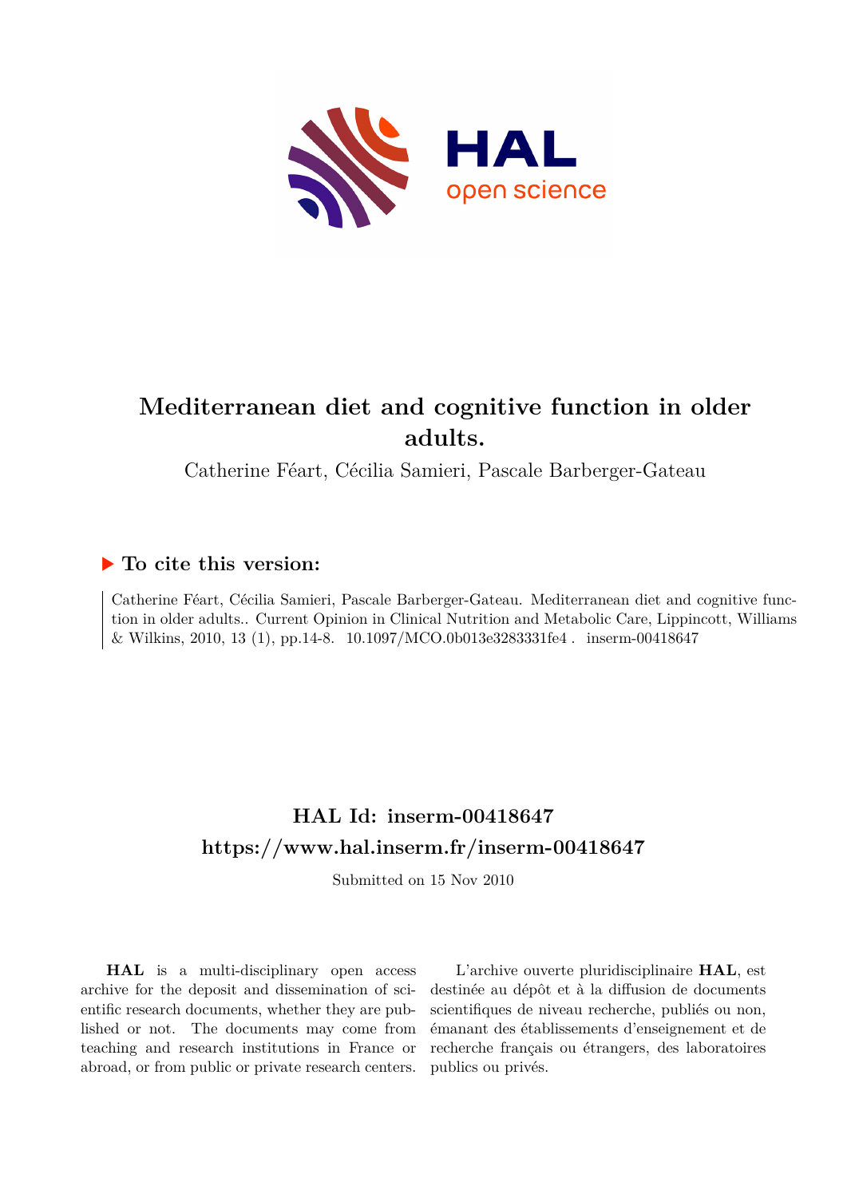# Mediterranean diet and cognitive function in older adults.

Catherine Féart, Cécilia Samieri, Pascale Barberger-Gateau

## ▶ To cite this version:

Catherine Féart, Cécilia Samieri, Pascale Barberger-Gateau. Mediterranean diet and cognitive function in older adults.. Current Opinion in Clinical Nutrition and Metabolic Care, Lippincott, Williams & Wilkins, 2010, 13 (1), pp.14-8. 10.1097/MCO.0b013e3283331fe4 . inserm-00418647

## HAL Id: inserm-00418647
## https://www.hal.inserm.fr/inserm-00418647

Submitted on 15 Nov 2010

**HAL** is a multi-disciplinary open access archive for the deposit and dissemination of scientific research documents, whether they are published or not. The documents may come from teaching and research institutions in France or abroad, or from public or private research centers.

L'archive ouverte pluridisciplinaire **HAL**, est destinée au dépôt et à la diffusion de documents scientifiques de niveau recherche, publiés ou non, émanant des établissements d'enseignement et de recherche français ou étrangers, des laboratoires publics ou privés.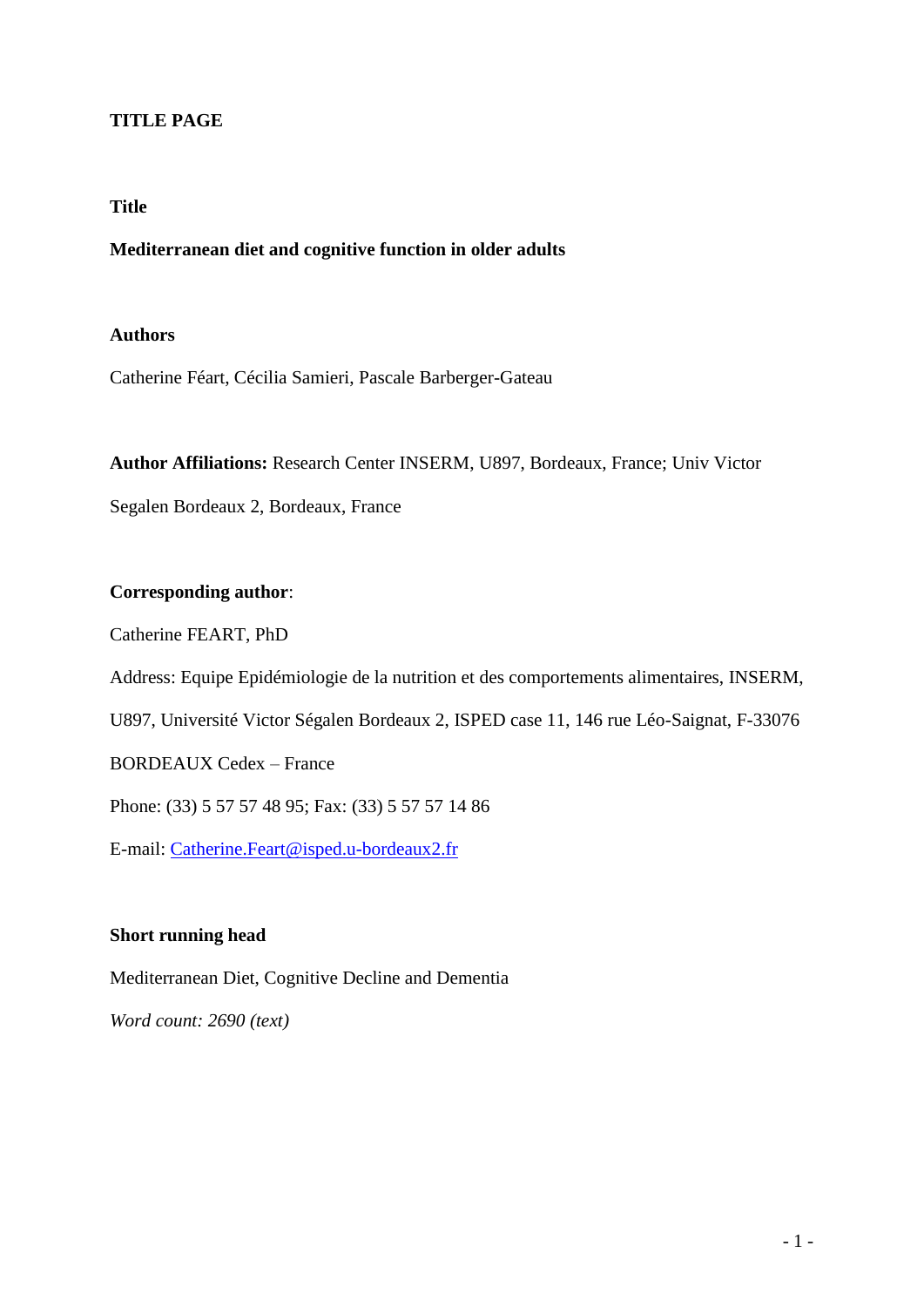**TITLE PAGE**

**Title**

**Mediterranean diet and cognitive function in older adults**

**Authors**

Catherine Féart, Cécilia Samieri, Pascale Barberger-Gateau

**Author Affiliations:** Research Center INSERM, U897, Bordeaux, France; Univ Victor Segalen Bordeaux 2, Bordeaux, France

**Corresponding author**:

Catherine FEART, PhD

Address: Equipe Epidémiologie de la nutrition et des comportements alimentaires, INSERM, U897, Université Victor Ségalen Bordeaux 2, ISPED case 11, 146 rue Léo-Saignat, F-33076 BORDEAUX Cedex – France

Phone: (33) 5 57 57 48 95; Fax: (33) 5 57 57 14 86

E-mail: Catherine.Feart@isped.u-bordeaux2.fr

**Short running head**

Mediterranean Diet, Cognitive Decline and Dementia

*Word count: 2690 (text)*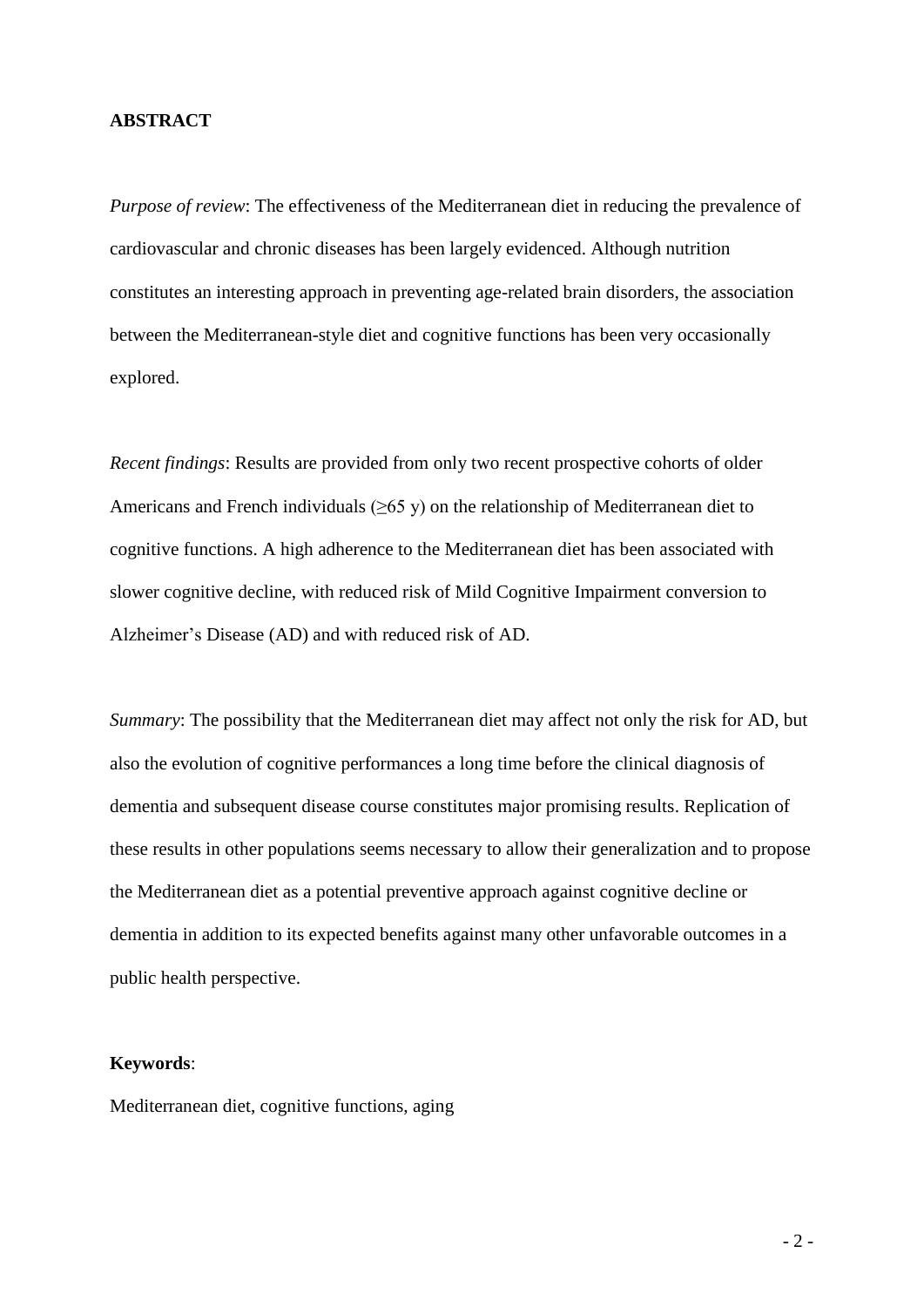## ABSTRACT

*Purpose of review*: The effectiveness of the Mediterranean diet in reducing the prevalence of cardiovascular and chronic diseases has been largely evidenced. Although nutrition constitutes an interesting approach in preventing age-related brain disorders, the association between the Mediterranean-style diet and cognitive functions has been very occasionally explored.

*Recent findings*: Results are provided from only two recent prospective cohorts of older Americans and French individuals (≥65 y) on the relationship of Mediterranean diet to cognitive functions. A high adherence to the Mediterranean diet has been associated with slower cognitive decline, with reduced risk of Mild Cognitive Impairment conversion to Alzheimer's Disease (AD) and with reduced risk of AD.

*Summary*: The possibility that the Mediterranean diet may affect not only the risk for AD, but also the evolution of cognitive performances a long time before the clinical diagnosis of dementia and subsequent disease course constitutes major promising results. Replication of these results in other populations seems necessary to allow their generalization and to propose the Mediterranean diet as a potential preventive approach against cognitive decline or dementia in addition to its expected benefits against many other unfavorable outcomes in a public health perspective.

**Keywords**:

Mediterranean diet, cognitive functions, aging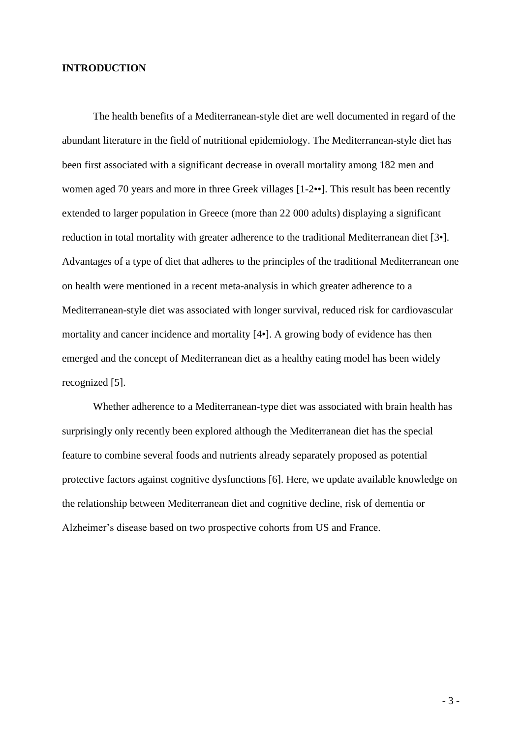## INTRODUCTION

The health benefits of a Mediterranean-style diet are well documented in regard of the abundant literature in the field of nutritional epidemiology. The Mediterranean-style diet has been first associated with a significant decrease in overall mortality among 182 men and women aged 70 years and more in three Greek villages [1-2••]. This result has been recently extended to larger population in Greece (more than 22 000 adults) displaying a significant reduction in total mortality with greater adherence to the traditional Mediterranean diet [3•]. Advantages of a type of diet that adheres to the principles of the traditional Mediterranean one on health were mentioned in a recent meta-analysis in which greater adherence to a Mediterranean-style diet was associated with longer survival, reduced risk for cardiovascular mortality and cancer incidence and mortality [4•]. A growing body of evidence has then emerged and the concept of Mediterranean diet as a healthy eating model has been widely recognized [5].

Whether adherence to a Mediterranean-type diet was associated with brain health has surprisingly only recently been explored although the Mediterranean diet has the special feature to combine several foods and nutrients already separately proposed as potential protective factors against cognitive dysfunctions [6]. Here, we update available knowledge on the relationship between Mediterranean diet and cognitive decline, risk of dementia or Alzheimer's disease based on two prospective cohorts from US and France.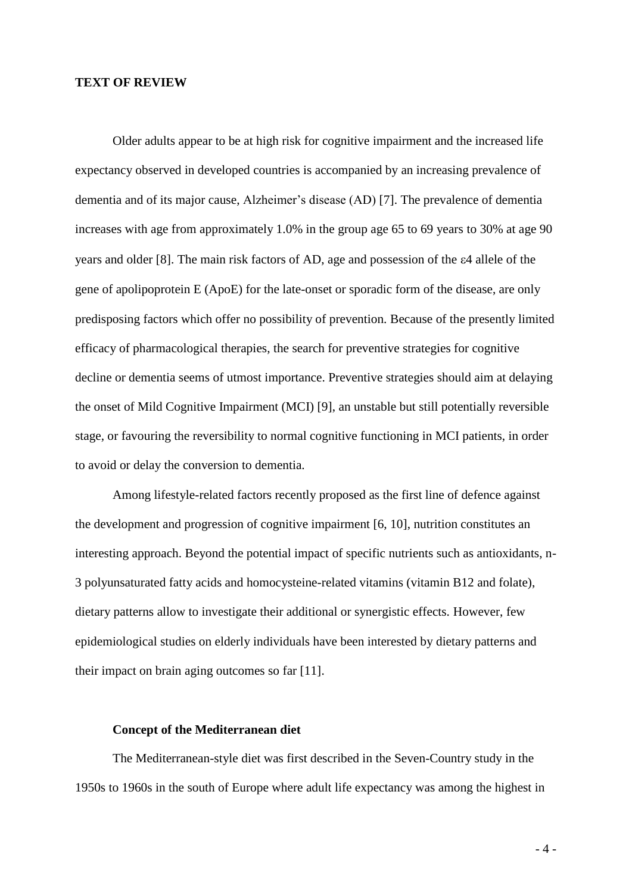## TEXT OF REVIEW

Older adults appear to be at high risk for cognitive impairment and the increased life expectancy observed in developed countries is accompanied by an increasing prevalence of dementia and of its major cause, Alzheimer's disease (AD) [7]. The prevalence of dementia increases with age from approximately 1.0% in the group age 65 to 69 years to 30% at age 90 years and older [8]. The main risk factors of AD, age and possession of the $\varepsilon 4$ allele of the gene of apolipoprotein E (ApoE) for the late-onset or sporadic form of the disease, are only predisposing factors which offer no possibility of prevention. Because of the presently limited efficacy of pharmacological therapies, the search for preventive strategies for cognitive decline or dementia seems of utmost importance. Preventive strategies should aim at delaying the onset of Mild Cognitive Impairment (MCI) [9], an unstable but still potentially reversible stage, or favouring the reversibility to normal cognitive functioning in MCI patients, in order to avoid or delay the conversion to dementia.

Among lifestyle-related factors recently proposed as the first line of defence against the development and progression of cognitive impairment [6, 10], nutrition constitutes an interesting approach. Beyond the potential impact of specific nutrients such as antioxidants, n-3 polyunsaturated fatty acids and homocysteine-related vitamins (vitamin B12 and folate), dietary patterns allow to investigate their additional or synergistic effects. However, few epidemiological studies on elderly individuals have been interested by dietary patterns and their impact on brain aging outcomes so far [11].

### Concept of the Mediterranean diet

The Mediterranean-style diet was first described in the Seven-Country study in the 1950s to 1960s in the south of Europe where adult life expectancy was among the highest in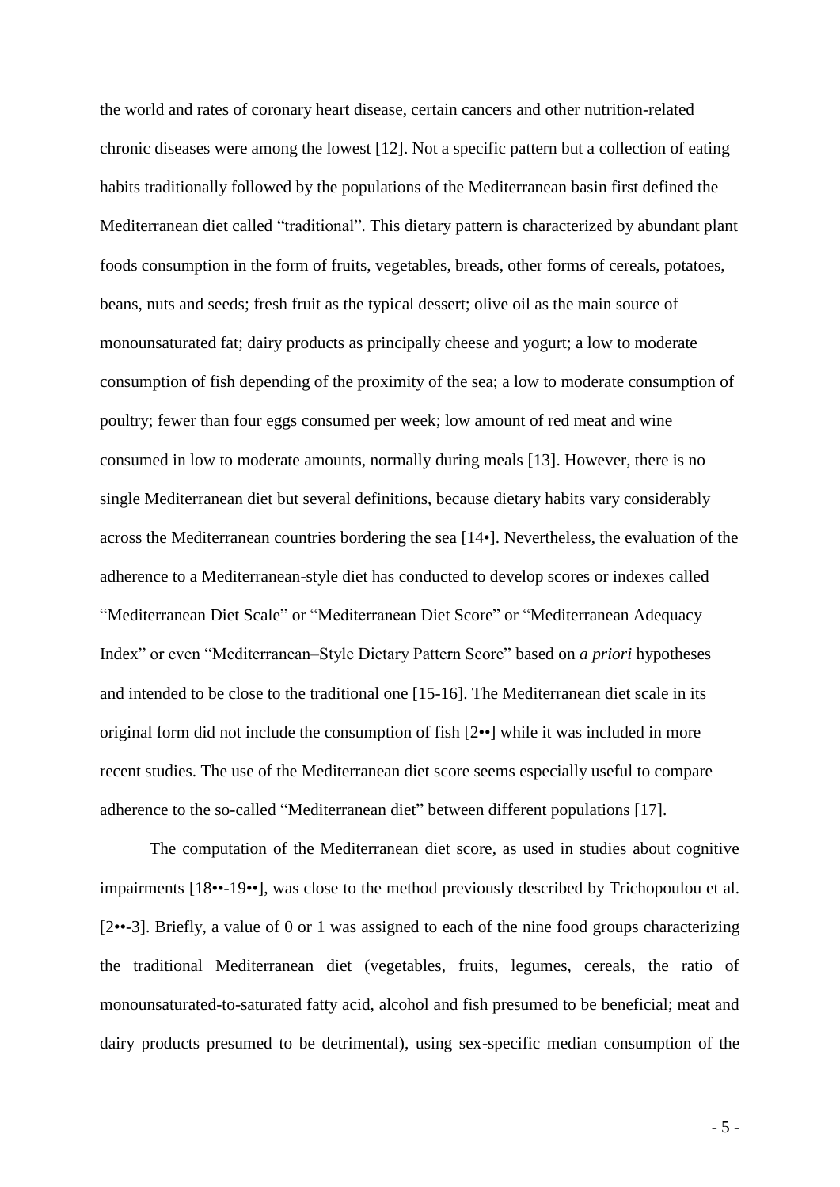the world and rates of coronary heart disease, certain cancers and other nutrition-related chronic diseases were among the lowest [12]. Not a specific pattern but a collection of eating habits traditionally followed by the populations of the Mediterranean basin first defined the Mediterranean diet called "traditional". This dietary pattern is characterized by abundant plant foods consumption in the form of fruits, vegetables, breads, other forms of cereals, potatoes, beans, nuts and seeds; fresh fruit as the typical dessert; olive oil as the main source of monounsaturated fat; dairy products as principally cheese and yogurt; a low to moderate consumption of fish depending of the proximity of the sea; a low to moderate consumption of poultry; fewer than four eggs consumed per week; low amount of red meat and wine consumed in low to moderate amounts, normally during meals [13]. However, there is no single Mediterranean diet but several definitions, because dietary habits vary considerably across the Mediterranean countries bordering the sea [14•]. Nevertheless, the evaluation of the adherence to a Mediterranean-style diet has conducted to develop scores or indexes called "Mediterranean Diet Scale" or "Mediterranean Diet Score" or "Mediterranean Adequacy Index" or even "Mediterranean–Style Dietary Pattern Score" based on *a priori* hypotheses and intended to be close to the traditional one [15-16]. The Mediterranean diet scale in its original form did not include the consumption of fish [2••] while it was included in more recent studies. The use of the Mediterranean diet score seems especially useful to compare adherence to the so-called "Mediterranean diet" between different populations [17].

The computation of the Mediterranean diet score, as used in studies about cognitive impairments [18••-19••], was close to the method previously described by Trichopoulou et al. [2••-3]. Briefly, a value of 0 or 1 was assigned to each of the nine food groups characterizing the traditional Mediterranean diet (vegetables, fruits, legumes, cereals, the ratio of monounsaturated-to-saturated fatty acid, alcohol and fish presumed to be beneficial; meat and dairy products presumed to be detrimental), using sex-specific median consumption of the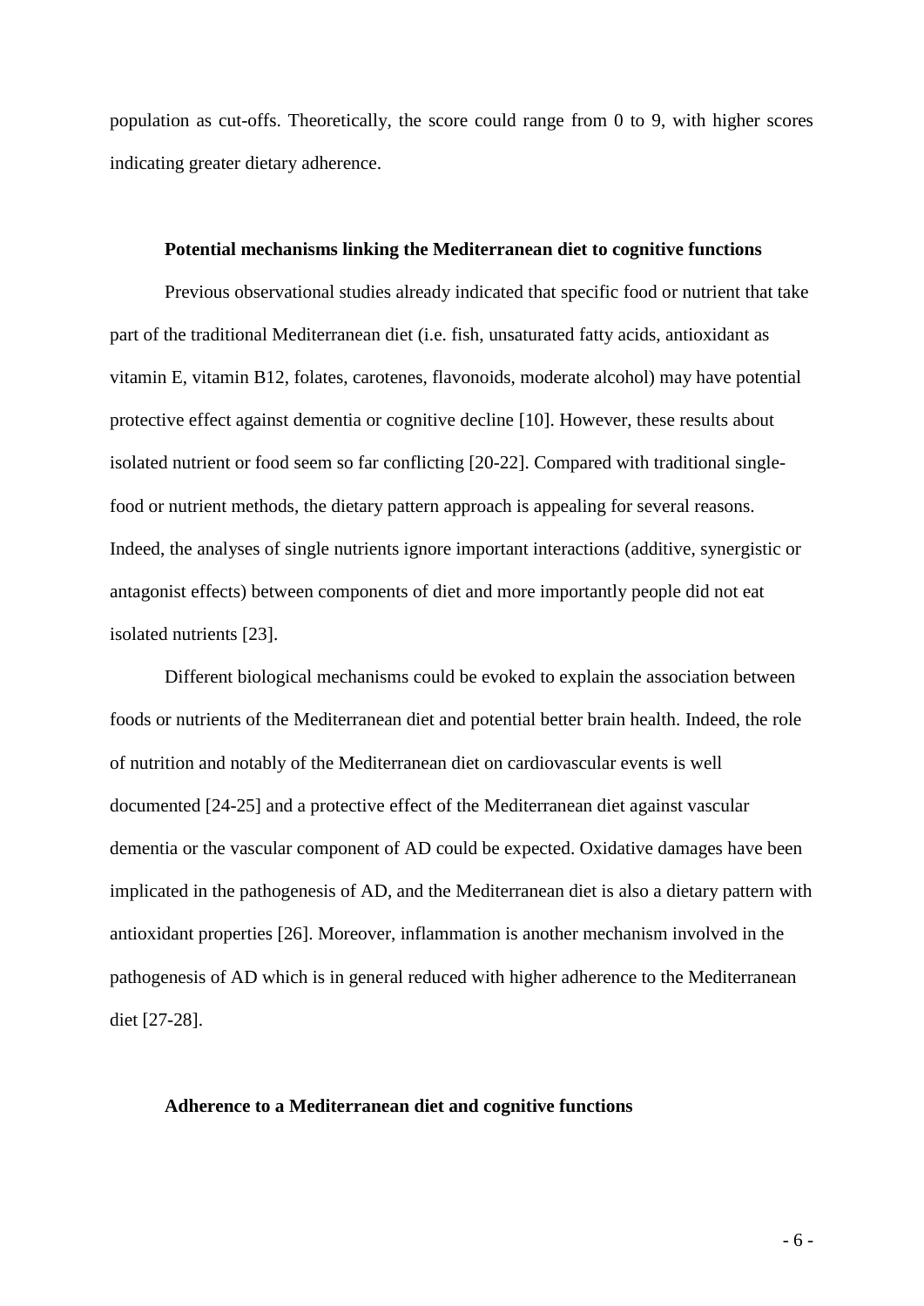population as cut-offs. Theoretically, the score could range from 0 to 9, with higher scores indicating greater dietary adherence.

### Potential mechanisms linking the Mediterranean diet to cognitive functions

Previous observational studies already indicated that specific food or nutrient that take part of the traditional Mediterranean diet (i.e. fish, unsaturated fatty acids, antioxidant as vitamin E, vitamin B12, folates, carotenes, flavonoids, moderate alcohol) may have potential protective effect against dementia or cognitive decline [10]. However, these results about isolated nutrient or food seem so far conflicting [20-22]. Compared with traditional single-food or nutrient methods, the dietary pattern approach is appealing for several reasons. Indeed, the analyses of single nutrients ignore important interactions (additive, synergistic or antagonist effects) between components of diet and more importantly people did not eat isolated nutrients [23].

Different biological mechanisms could be evoked to explain the association between foods or nutrients of the Mediterranean diet and potential better brain health. Indeed, the role of nutrition and notably of the Mediterranean diet on cardiovascular events is well documented [24-25] and a protective effect of the Mediterranean diet against vascular dementia or the vascular component of AD could be expected. Oxidative damages have been implicated in the pathogenesis of AD, and the Mediterranean diet is also a dietary pattern with antioxidant properties [26]. Moreover, inflammation is another mechanism involved in the pathogenesis of AD which is in general reduced with higher adherence to the Mediterranean diet [27-28].

### Adherence to a Mediterranean diet and cognitive functions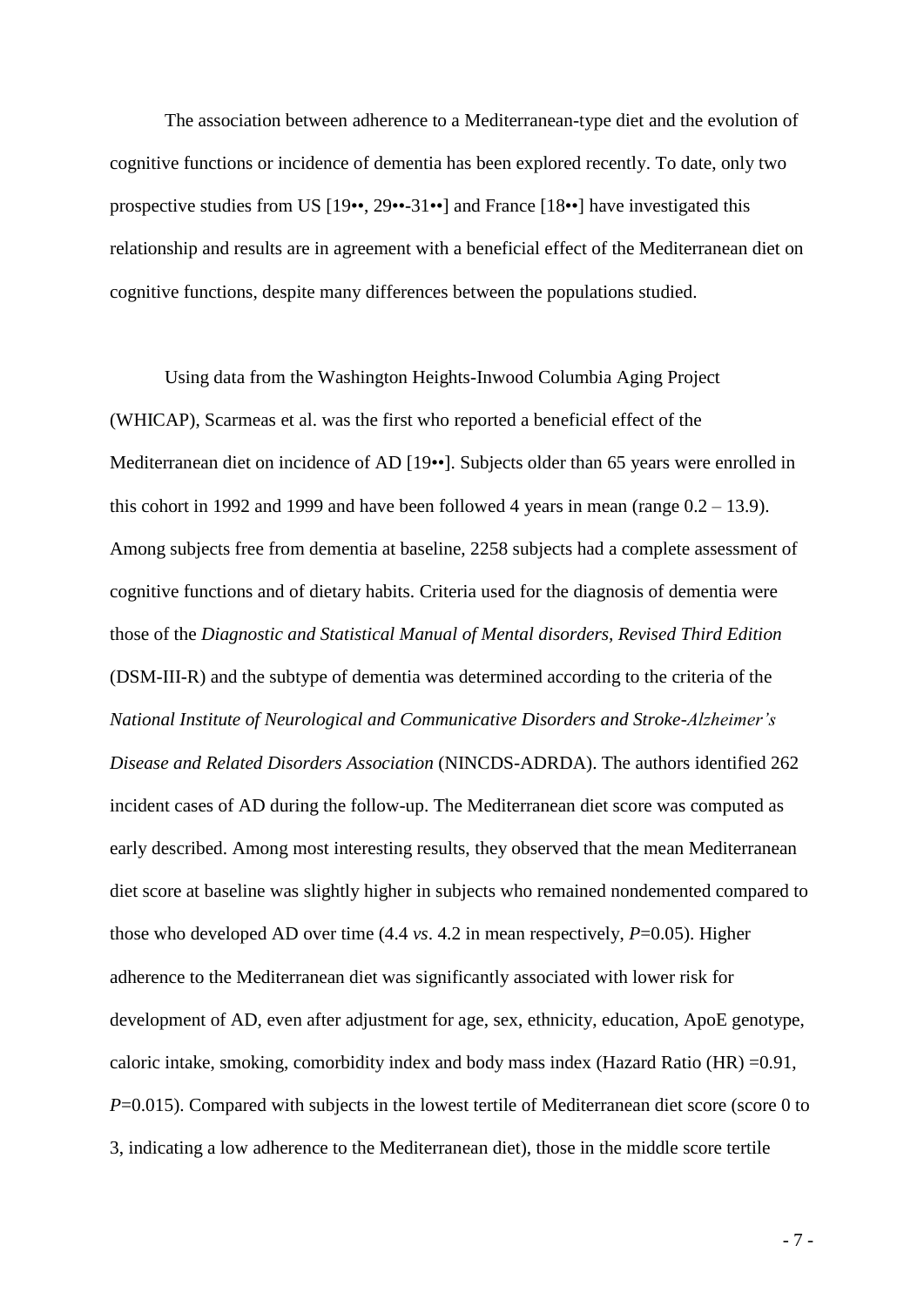The association between adherence to a Mediterranean-type diet and the evolution of cognitive functions or incidence of dementia has been explored recently. To date, only two prospective studies from US [19••, 29••-31••] and France [18••] have investigated this relationship and results are in agreement with a beneficial effect of the Mediterranean diet on cognitive functions, despite many differences between the populations studied.

Using data from the Washington Heights-Inwood Columbia Aging Project (WHICAP), Scarmeas et al. was the first who reported a beneficial effect of the Mediterranean diet on incidence of AD [19••]. Subjects older than 65 years were enrolled in this cohort in 1992 and 1999 and have been followed 4 years in mean (range 0.2 – 13.9). Among subjects free from dementia at baseline, 2258 subjects had a complete assessment of cognitive functions and of dietary habits. Criteria used for the diagnosis of dementia were those of the *Diagnostic and Statistical Manual of Mental disorders, Revised Third Edition* (DSM-III-R) and the subtype of dementia was determined according to the criteria of the *National Institute of Neurological and Communicative Disorders and Stroke-Alzheimer's Disease and Related Disorders Association* (NINCDS-ADRDA). The authors identified 262 incident cases of AD during the follow-up. The Mediterranean diet score was computed as early described. Among most interesting results, they observed that the mean Mediterranean diet score at baseline was slightly higher in subjects who remained nondemented compared to those who developed AD over time (4.4 *vs*. 4.2 in mean respectively, $P$=0.05). Higher adherence to the Mediterranean diet was significantly associated with lower risk for development of AD, even after adjustment for age, sex, ethnicity, education, ApoE genotype, caloric intake, smoking, comorbidity index and body mass index (Hazard Ratio (HR) =0.91, $P$=0.015). Compared with subjects in the lowest tertile of Mediterranean diet score (score 0 to 3, indicating a low adherence to the Mediterranean diet), those in the middle score tertile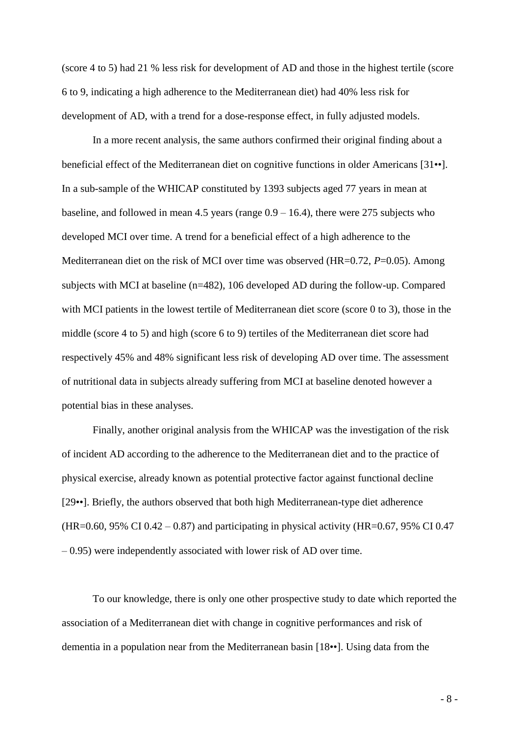(score 4 to 5) had 21 % less risk for development of AD and those in the highest tertile (score 6 to 9, indicating a high adherence to the Mediterranean diet) had 40% less risk for development of AD, with a trend for a dose-response effect, in fully adjusted models.

In a more recent analysis, the same authors confirmed their original finding about a beneficial effect of the Mediterranean diet on cognitive functions in older Americans [31••]. In a sub-sample of the WHICAP constituted by 1393 subjects aged 77 years in mean at baseline, and followed in mean 4.5 years (range 0.9 – 16.4), there were 275 subjects who developed MCI over time. A trend for a beneficial effect of a high adherence to the Mediterranean diet on the risk of MCI over time was observed (HR=0.72, *P*=0.05). Among subjects with MCI at baseline (n=482), 106 developed AD during the follow-up. Compared with MCI patients in the lowest tertile of Mediterranean diet score (score 0 to 3), those in the middle (score 4 to 5) and high (score 6 to 9) tertiles of the Mediterranean diet score had respectively 45% and 48% significant less risk of developing AD over time. The assessment of nutritional data in subjects already suffering from MCI at baseline denoted however a potential bias in these analyses.

Finally, another original analysis from the WHICAP was the investigation of the risk of incident AD according to the adherence to the Mediterranean diet and to the practice of physical exercise, already known as potential protective factor against functional decline [29••]. Briefly, the authors observed that both high Mediterranean-type diet adherence (HR=0.60, 95% CI 0.42 – 0.87) and participating in physical activity (HR=0.67, 95% CI 0.47 – 0.95) were independently associated with lower risk of AD over time.

To our knowledge, there is only one other prospective study to date which reported the association of a Mediterranean diet with change in cognitive performances and risk of dementia in a population near from the Mediterranean basin [18••]. Using data from the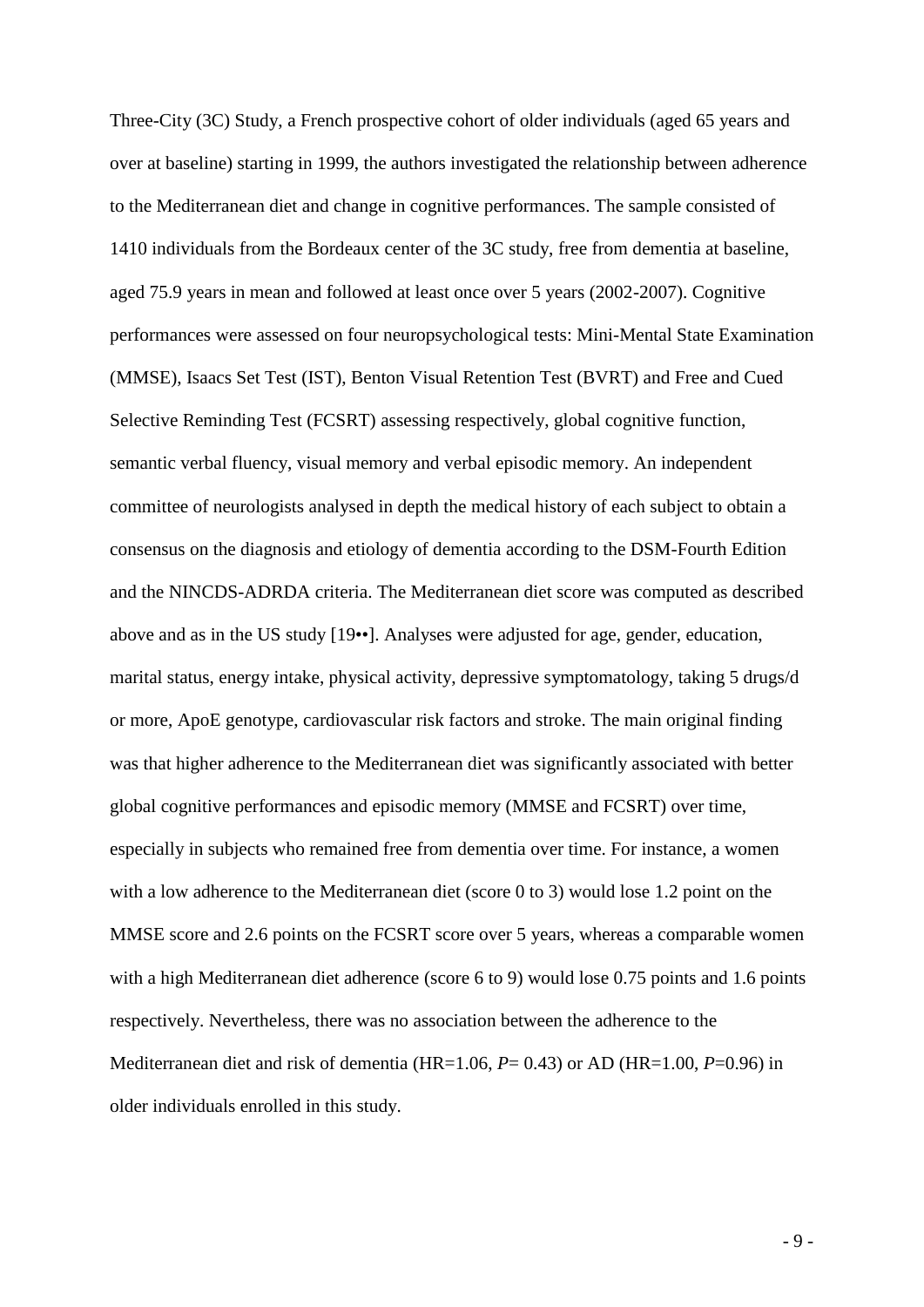Three-City (3C) Study, a French prospective cohort of older individuals (aged 65 years and over at baseline) starting in 1999, the authors investigated the relationship between adherence to the Mediterranean diet and change in cognitive performances. The sample consisted of 1410 individuals from the Bordeaux center of the 3C study, free from dementia at baseline, aged 75.9 years in mean and followed at least once over 5 years (2002-2007). Cognitive performances were assessed on four neuropsychological tests: Mini-Mental State Examination (MMSE), Isaacs Set Test (IST), Benton Visual Retention Test (BVRT) and Free and Cued Selective Reminding Test (FCSRT) assessing respectively, global cognitive function, semantic verbal fluency, visual memory and verbal episodic memory. An independent committee of neurologists analysed in depth the medical history of each subject to obtain a consensus on the diagnosis and etiology of dementia according to the DSM-Fourth Edition and the NINCDS-ADRDA criteria. The Mediterranean diet score was computed as described above and as in the US study [19••]. Analyses were adjusted for age, gender, education, marital status, energy intake, physical activity, depressive symptomatology, taking 5 drugs/d or more, ApoE genotype, cardiovascular risk factors and stroke. The main original finding was that higher adherence to the Mediterranean diet was significantly associated with better global cognitive performances and episodic memory (MMSE and FCSRT) over time, especially in subjects who remained free from dementia over time. For instance, a women with a low adherence to the Mediterranean diet (score 0 to 3) would lose 1.2 point on the MMSE score and 2.6 points on the FCSRT score over 5 years, whereas a comparable women with a high Mediterranean diet adherence (score 6 to 9) would lose 0.75 points and 1.6 points respectively. Nevertheless, there was no association between the adherence to the Mediterranean diet and risk of dementia (HR=1.06, $P$= 0.43) or AD (HR=1.00, $P$=0.96) in older individuals enrolled in this study.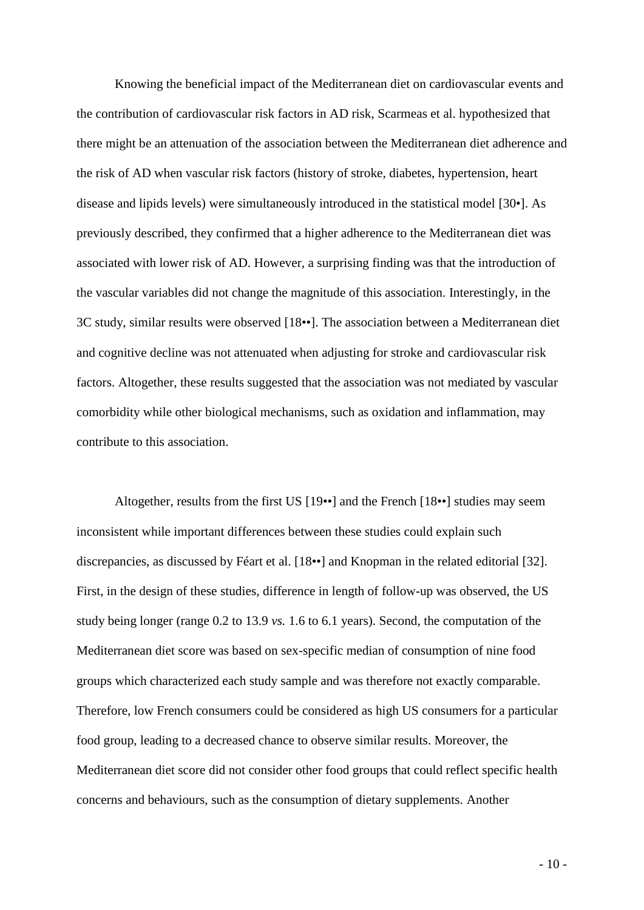Knowing the beneficial impact of the Mediterranean diet on cardiovascular events and the contribution of cardiovascular risk factors in AD risk, Scarmeas et al. hypothesized that there might be an attenuation of the association between the Mediterranean diet adherence and the risk of AD when vascular risk factors (history of stroke, diabetes, hypertension, heart disease and lipids levels) were simultaneously introduced in the statistical model [30•]. As previously described, they confirmed that a higher adherence to the Mediterranean diet was associated with lower risk of AD. However, a surprising finding was that the introduction of the vascular variables did not change the magnitude of this association. Interestingly, in the 3C study, similar results were observed [18••]. The association between a Mediterranean diet and cognitive decline was not attenuated when adjusting for stroke and cardiovascular risk factors. Altogether, these results suggested that the association was not mediated by vascular comorbidity while other biological mechanisms, such as oxidation and inflammation, may contribute to this association.

Altogether, results from the first US [19••] and the French [18••] studies may seem inconsistent while important differences between these studies could explain such discrepancies, as discussed by Féart et al. [18••] and Knopman in the related editorial [32]. First, in the design of these studies, difference in length of follow-up was observed, the US study being longer (range 0.2 to 13.9 *vs.* 1.6 to 6.1 years). Second, the computation of the Mediterranean diet score was based on sex-specific median of consumption of nine food groups which characterized each study sample and was therefore not exactly comparable. Therefore, low French consumers could be considered as high US consumers for a particular food group, leading to a decreased chance to observe similar results. Moreover, the Mediterranean diet score did not consider other food groups that could reflect specific health concerns and behaviours, such as the consumption of dietary supplements. Another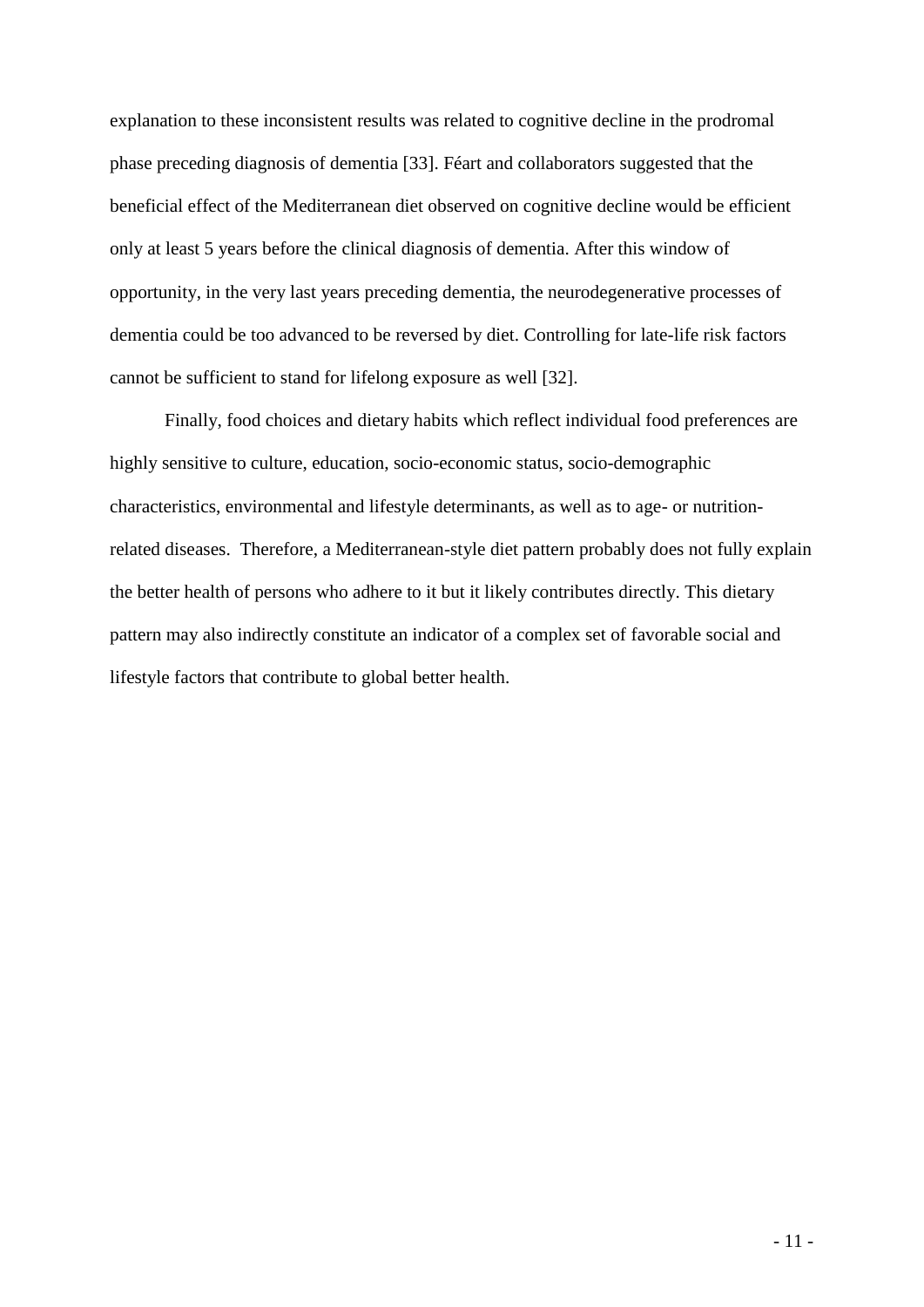explanation to these inconsistent results was related to cognitive decline in the prodromal phase preceding diagnosis of dementia [33]. Féart and collaborators suggested that the beneficial effect of the Mediterranean diet observed on cognitive decline would be efficient only at least 5 years before the clinical diagnosis of dementia. After this window of opportunity, in the very last years preceding dementia, the neurodegenerative processes of dementia could be too advanced to be reversed by diet. Controlling for late-life risk factors cannot be sufficient to stand for lifelong exposure as well [32].

Finally, food choices and dietary habits which reflect individual food preferences are highly sensitive to culture, education, socio-economic status, socio-demographic characteristics, environmental and lifestyle determinants, as well as to age- or nutrition-related diseases. Therefore, a Mediterranean-style diet pattern probably does not fully explain the better health of persons who adhere to it but it likely contributes directly. This dietary pattern may also indirectly constitute an indicator of a complex set of favorable social and lifestyle factors that contribute to global better health.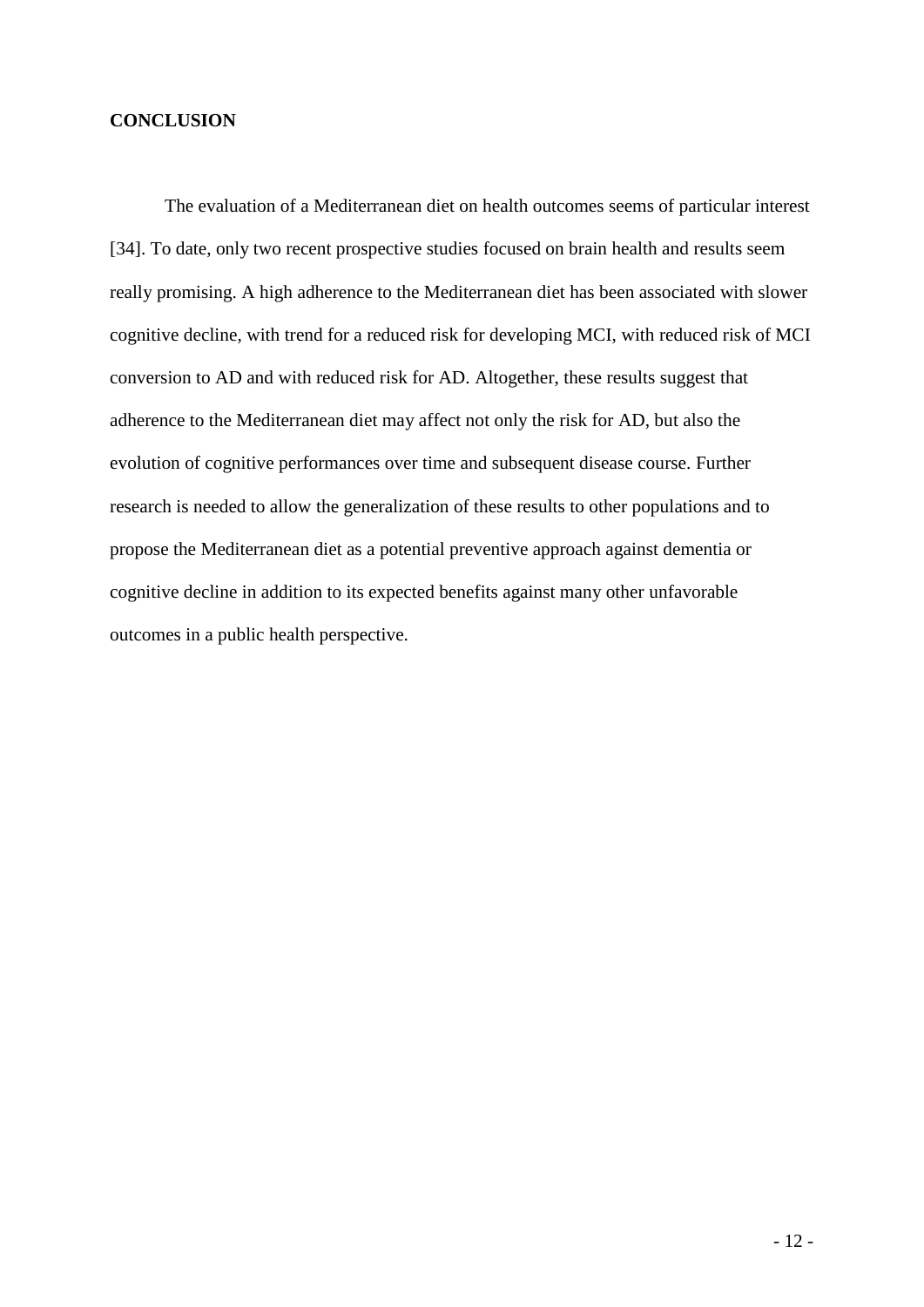## CONCLUSION

The evaluation of a Mediterranean diet on health outcomes seems of particular interest [34]. To date, only two recent prospective studies focused on brain health and results seem really promising. A high adherence to the Mediterranean diet has been associated with slower cognitive decline, with trend for a reduced risk for developing MCI, with reduced risk of MCI conversion to AD and with reduced risk for AD. Altogether, these results suggest that adherence to the Mediterranean diet may affect not only the risk for AD, but also the evolution of cognitive performances over time and subsequent disease course. Further research is needed to allow the generalization of these results to other populations and to propose the Mediterranean diet as a potential preventive approach against dementia or cognitive decline in addition to its expected benefits against many other unfavorable outcomes in a public health perspective.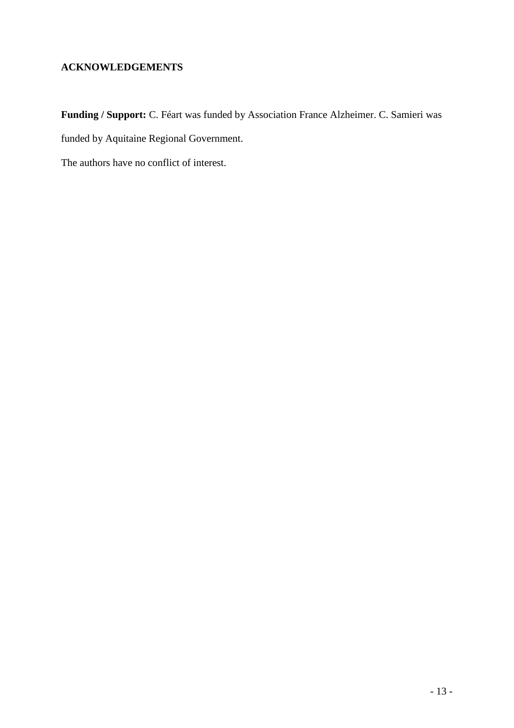## ACKNOWLEDGEMENTS

**Funding / Support:** C. Féart was funded by Association France Alzheimer. C. Samieri was funded by Aquitaine Regional Government.

The authors have no conflict of interest.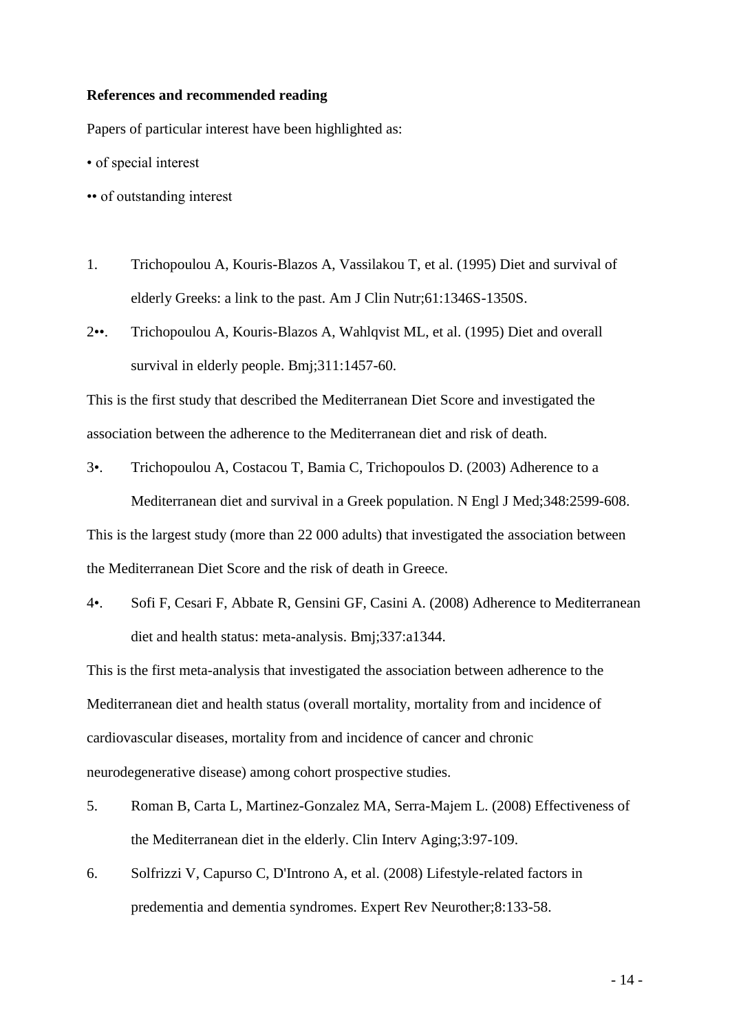**References and recommended reading**

Papers of particular interest have been highlighted as:

• of special interest

•• of outstanding interest

1. Trichopoulou A, Kouris-Blazos A, Vassilakou T, et al. (1995) Diet and survival of elderly Greeks: a link to the past. Am J Clin Nutr;61:1346S-1350S.

2••. Trichopoulou A, Kouris-Blazos A, Wahlqvist ML, et al. (1995) Diet and overall survival in elderly people. Bmj;311:1457-60.

This is the first study that described the Mediterranean Diet Score and investigated the association between the adherence to the Mediterranean diet and risk of death.

3•. Trichopoulou A, Costacou T, Bamia C, Trichopoulos D. (2003) Adherence to a Mediterranean diet and survival in a Greek population. N Engl J Med;348:2599-608.

This is the largest study (more than 22 000 adults) that investigated the association between the Mediterranean Diet Score and the risk of death in Greece.

4•. Sofi F, Cesari F, Abbate R, Gensini GF, Casini A. (2008) Adherence to Mediterranean diet and health status: meta-analysis. Bmj;337:a1344.

This is the first meta-analysis that investigated the association between adherence to the Mediterranean diet and health status (overall mortality, mortality from and incidence of cardiovascular diseases, mortality from and incidence of cancer and chronic neurodegenerative disease) among cohort prospective studies.

5. Roman B, Carta L, Martinez-Gonzalez MA, Serra-Majem L. (2008) Effectiveness of the Mediterranean diet in the elderly. Clin Interv Aging;3:97-109.

6. Solfrizzi V, Capurso C, D'Introno A, et al. (2008) Lifestyle-related factors in predementia and dementia syndromes. Expert Rev Neurother;8:133-58.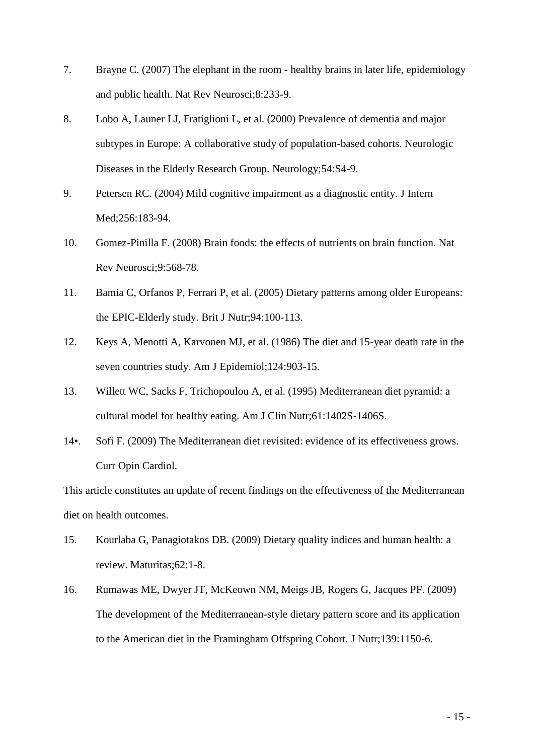7. Brayne C. (2007) The elephant in the room - healthy brains in later life, epidemiology and public health. Nat Rev Neurosci;8:233-9.

8. Lobo A, Launer LJ, Fratiglioni L, et al. (2000) Prevalence of dementia and major subtypes in Europe: A collaborative study of population-based cohorts. Neurologic Diseases in the Elderly Research Group. Neurology;54:S4-9.

9. Petersen RC. (2004) Mild cognitive impairment as a diagnostic entity. J Intern Med;256:183-94.

10. Gomez-Pinilla F. (2008) Brain foods: the effects of nutrients on brain function. Nat Rev Neurosci;9:568-78.

11. Bamia C, Orfanos P, Ferrari P, et al. (2005) Dietary patterns among older Europeans: the EPIC-Elderly study. Brit J Nutr;94:100-113.

12. Keys A, Menotti A, Karvonen MJ, et al. (1986) The diet and 15-year death rate in the seven countries study. Am J Epidemiol;124:903-15.

13. Willett WC, Sacks F, Trichopoulou A, et al. (1995) Mediterranean diet pyramid: a cultural model for healthy eating. Am J Clin Nutr;61:1402S-1406S.

14•. Sofi F. (2009) The Mediterranean diet revisited: evidence of its effectiveness grows. Curr Opin Cardiol.

This article constitutes an update of recent findings on the effectiveness of the Mediterranean diet on health outcomes.

15. Kourlaba G, Panagiotakos DB. (2009) Dietary quality indices and human health: a review. Maturitas;62:1-8.

16. Rumawas ME, Dwyer JT, McKeown NM, Meigs JB, Rogers G, Jacques PF. (2009) The development of the Mediterranean-style dietary pattern score and its application to the American diet in the Framingham Offspring Cohort. J Nutr;139:1150-6.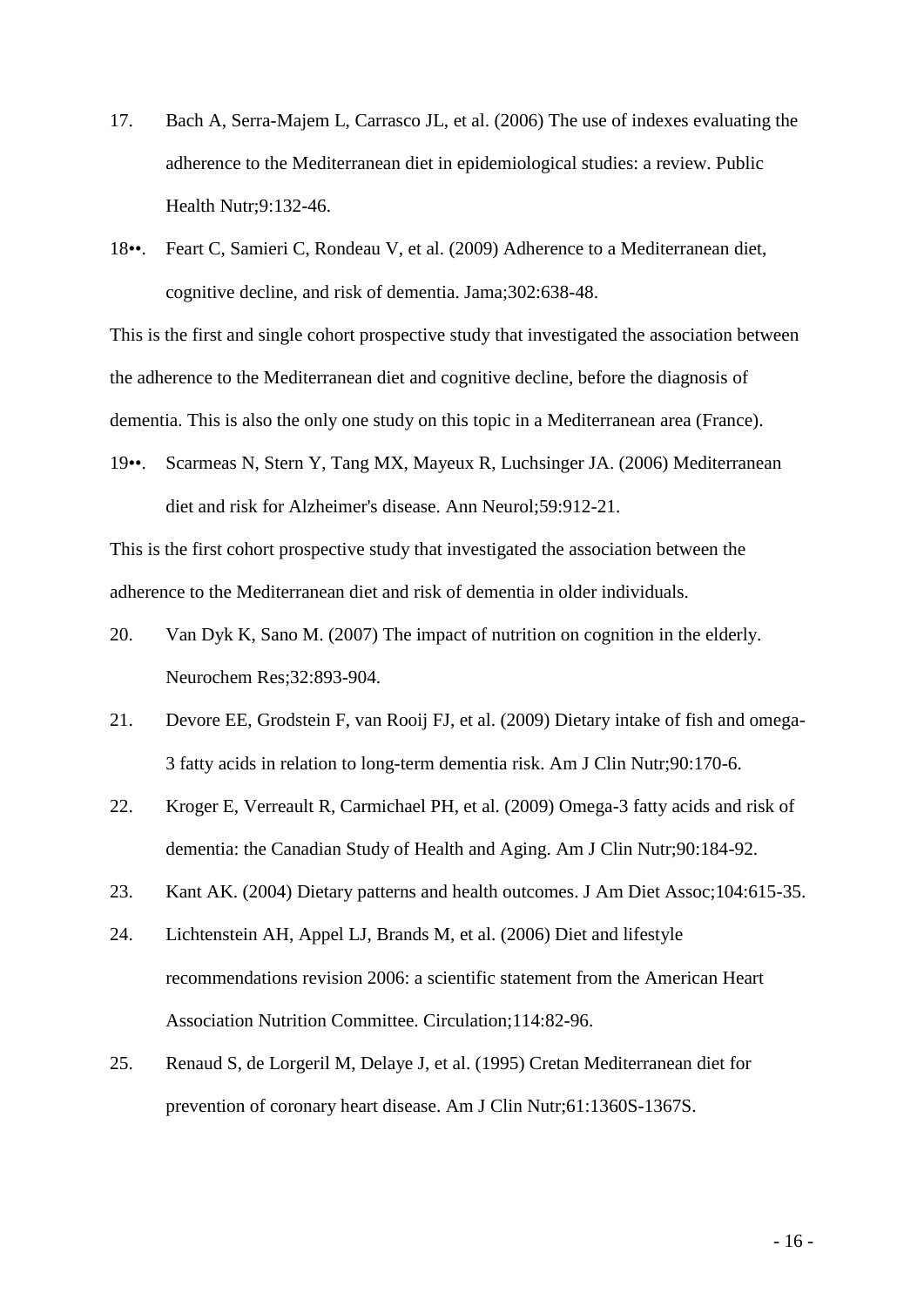17. Bach A, Serra-Majem L, Carrasco JL, et al. (2006) The use of indexes evaluating the adherence to the Mediterranean diet in epidemiological studies: a review. Public Health Nutr;9:132-46.

18••. Feart C, Samieri C, Rondeau V, et al. (2009) Adherence to a Mediterranean diet, cognitive decline, and risk of dementia. Jama;302:638-48.

This is the first and single cohort prospective study that investigated the association between the adherence to the Mediterranean diet and cognitive decline, before the diagnosis of dementia. This is also the only one study on this topic in a Mediterranean area (France).

19••. Scarmeas N, Stern Y, Tang MX, Mayeux R, Luchsinger JA. (2006) Mediterranean diet and risk for Alzheimer's disease. Ann Neurol;59:912-21.

This is the first cohort prospective study that investigated the association between the adherence to the Mediterranean diet and risk of dementia in older individuals.

20. Van Dyk K, Sano M. (2007) The impact of nutrition on cognition in the elderly. Neurochem Res;32:893-904.

21. Devore EE, Grodstein F, van Rooij FJ, et al. (2009) Dietary intake of fish and omega-3 fatty acids in relation to long-term dementia risk. Am J Clin Nutr;90:170-6.

22. Kroger E, Verreault R, Carmichael PH, et al. (2009) Omega-3 fatty acids and risk of dementia: the Canadian Study of Health and Aging. Am J Clin Nutr;90:184-92.

23. Kant AK. (2004) Dietary patterns and health outcomes. J Am Diet Assoc;104:615-35.

24. Lichtenstein AH, Appel LJ, Brands M, et al. (2006) Diet and lifestyle recommendations revision 2006: a scientific statement from the American Heart Association Nutrition Committee. Circulation;114:82-96.

25. Renaud S, de Lorgeril M, Delaye J, et al. (1995) Cretan Mediterranean diet for prevention of coronary heart disease. Am J Clin Nutr;61:1360S-1367S.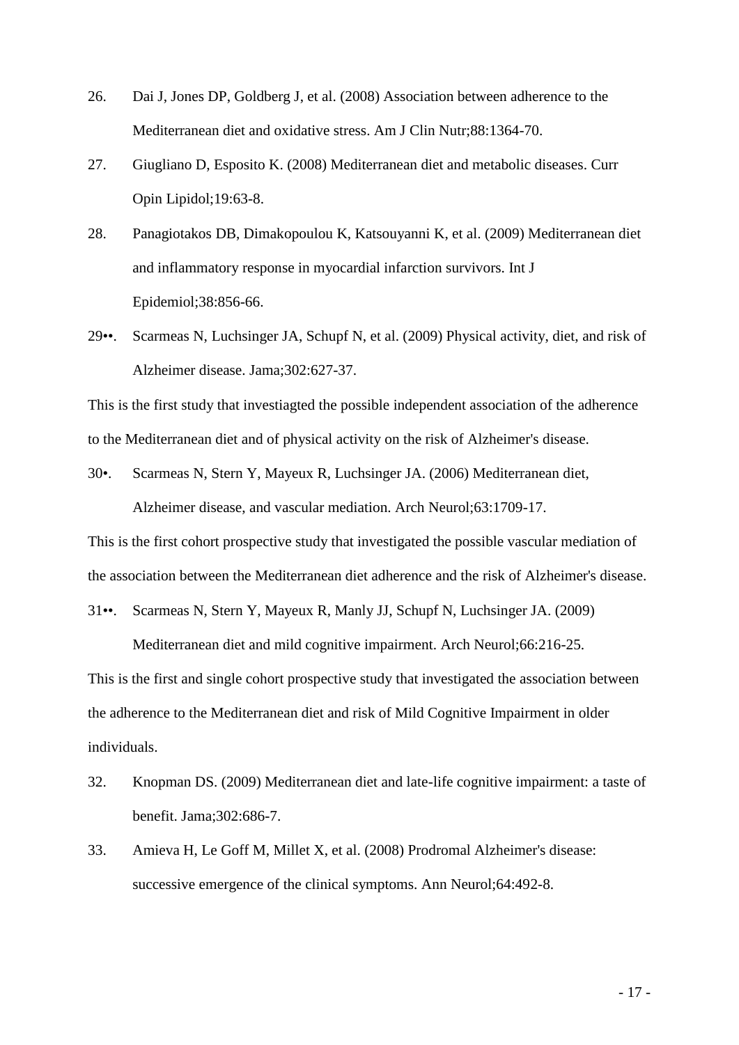26. Dai J, Jones DP, Goldberg J, et al. (2008) Association between adherence to the Mediterranean diet and oxidative stress. Am J Clin Nutr;88:1364-70.

27. Giugliano D, Esposito K. (2008) Mediterranean diet and metabolic diseases. Curr Opin Lipidol;19:63-8.

28. Panagiotakos DB, Dimakopoulou K, Katsouyanni K, et al. (2009) Mediterranean diet and inflammatory response in myocardial infarction survivors. Int J Epidemiol;38:856-66.

29••. Scarmeas N, Luchsinger JA, Schupf N, et al. (2009) Physical activity, diet, and risk of Alzheimer disease. Jama;302:627-37.

This is the first study that investiagted the possible independent association of the adherence to the Mediterranean diet and of physical activity on the risk of Alzheimer's disease.

30•. Scarmeas N, Stern Y, Mayeux R, Luchsinger JA. (2006) Mediterranean diet, Alzheimer disease, and vascular mediation. Arch Neurol;63:1709-17.

This is the first cohort prospective study that investigated the possible vascular mediation of the association between the Mediterranean diet adherence and the risk of Alzheimer's disease.

31••. Scarmeas N, Stern Y, Mayeux R, Manly JJ, Schupf N, Luchsinger JA. (2009) Mediterranean diet and mild cognitive impairment. Arch Neurol;66:216-25.

This is the first and single cohort prospective study that investigated the association between the adherence to the Mediterranean diet and risk of Mild Cognitive Impairment in older individuals.

32. Knopman DS. (2009) Mediterranean diet and late-life cognitive impairment: a taste of benefit. Jama;302:686-7.

33. Amieva H, Le Goff M, Millet X, et al. (2008) Prodromal Alzheimer's disease: successive emergence of the clinical symptoms. Ann Neurol;64:492-8.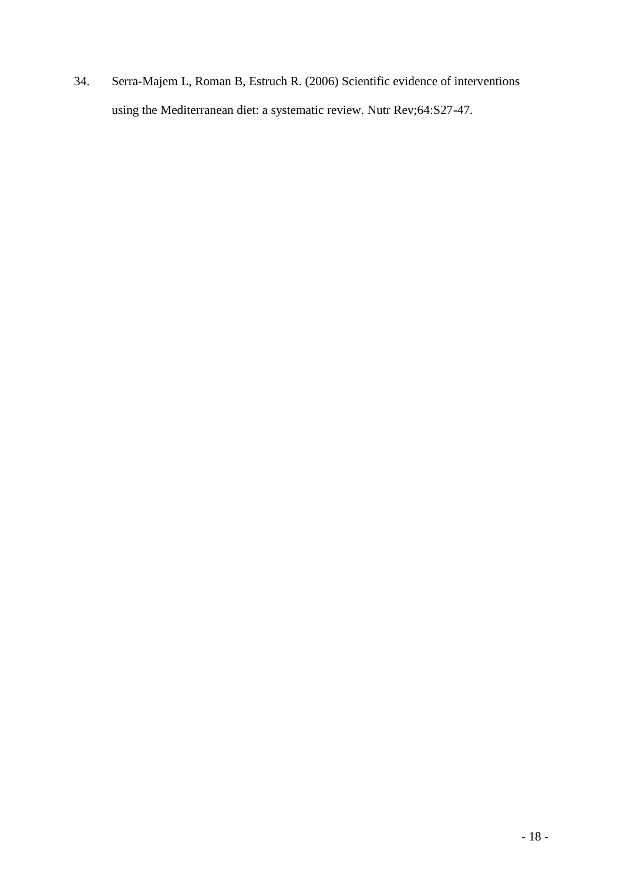34. Serra-Majem L, Roman B, Estruch R. (2006) Scientific evidence of interventions using the Mediterranean diet: a systematic review. Nutr Rev;64:S27-47.